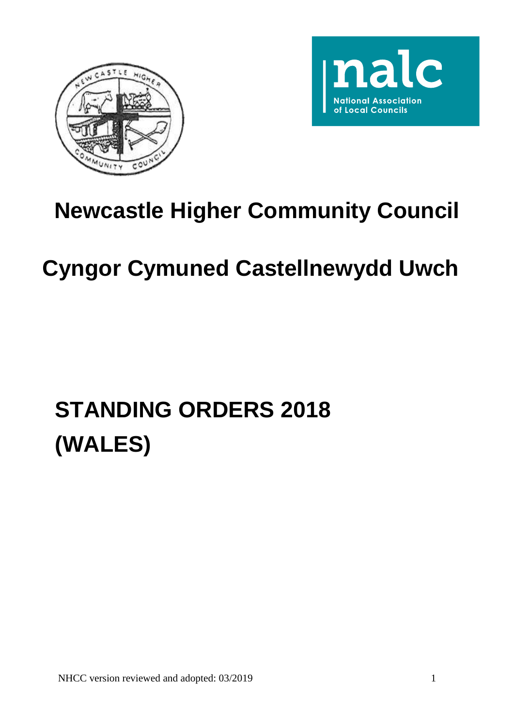# Newcastle Higher Community Council

# Cyngor Cymuned Castellnewydd Uwch

# STANDING ORDERS 2018 (WALES)

NHCC version reviewed and adopted: 03/2019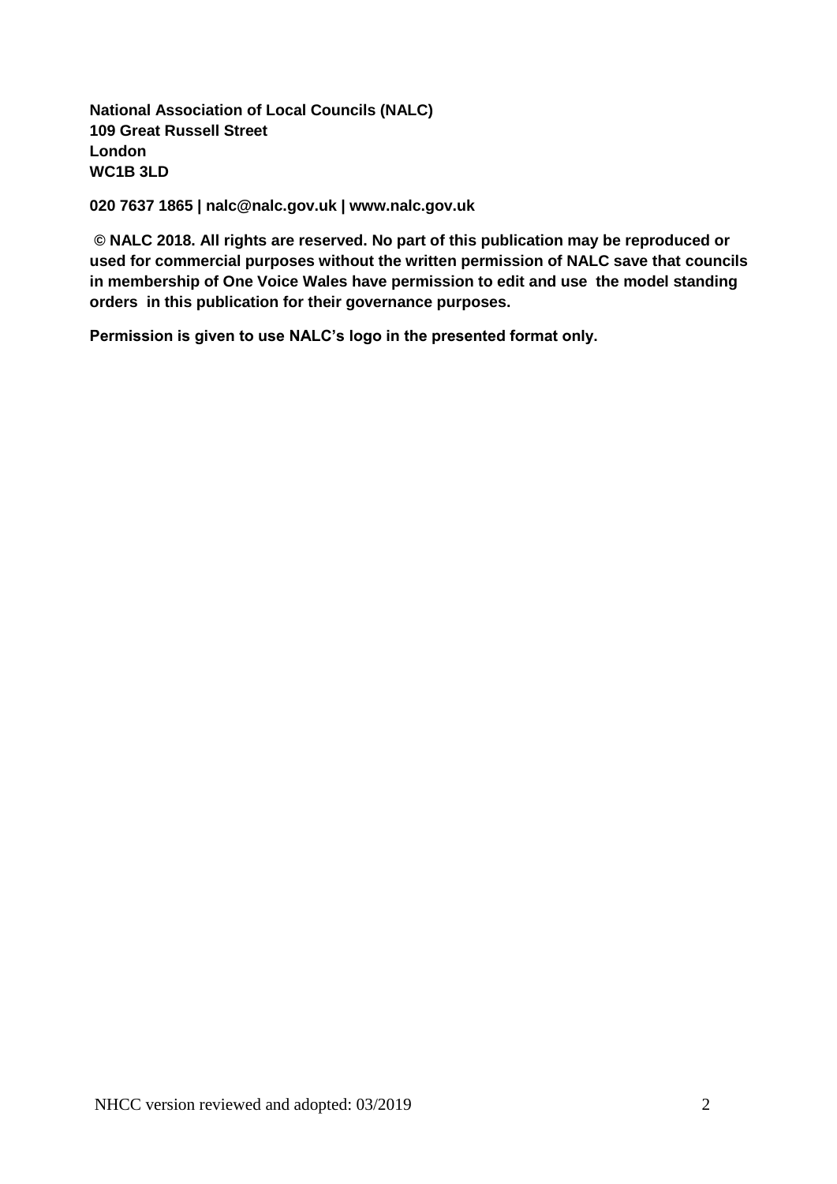**National Association of Local Councils (NALC)**
**109 Great Russell Street**
**London**
**WC1B 3LD**

**020 7637 1865 | nalc@nalc.gov.uk | www.nalc.gov.uk**

**© NALC 2018. All rights are reserved. No part of this publication may be reproduced or used for commercial purposes without the written permission of NALC save that councils in membership of One Voice Wales have permission to edit and use the model standing orders in this publication for their governance purposes.**

**Permission is given to use NALC's logo in the presented format only.**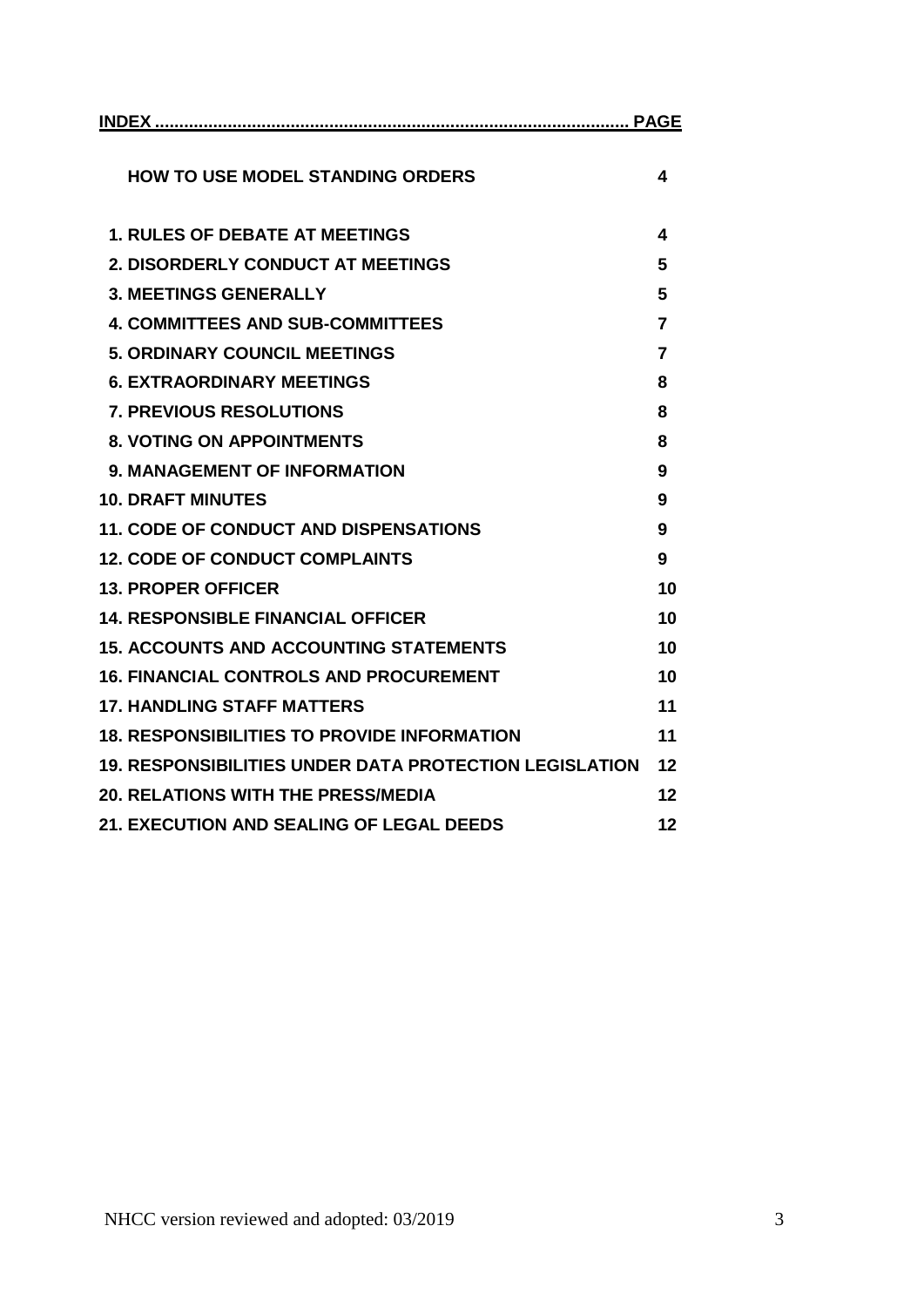| INDEX | PAGE |
|---|---|
| HOW TO USE MODEL STANDING ORDERS | 4 |
| 1. RULES OF DEBATE AT MEETINGS | 4 |
| 2. DISORDERLY CONDUCT AT MEETINGS | 5 |
| 3. MEETINGS GENERALLY | 5 |
| 4. COMMITTEES AND SUB-COMMITTEES | 7 |
| 5. ORDINARY COUNCIL MEETINGS | 7 |
| 6. EXTRAORDINARY MEETINGS | 8 |
| 7. PREVIOUS RESOLUTIONS | 8 |
| 8. VOTING ON APPOINTMENTS | 8 |
| 9. MANAGEMENT OF INFORMATION | 9 |
| 10. DRAFT MINUTES | 9 |
| 11. CODE OF CONDUCT AND DISPENSATIONS | 9 |
| 12. CODE OF CONDUCT COMPLAINTS | 9 |
| 13. PROPER OFFICER | 10 |
| 14. RESPONSIBLE FINANCIAL OFFICER | 10 |
| 15. ACCOUNTS AND ACCOUNTING STATEMENTS | 10 |
| 16. FINANCIAL CONTROLS AND PROCUREMENT | 10 |
| 17. HANDLING STAFF MATTERS | 11 |
| 18. RESPONSIBILITIES TO PROVIDE INFORMATION | 11 |
| 19. RESPONSIBILITIES UNDER DATA PROTECTION LEGISLATION | 12 |
| 20. RELATIONS WITH THE PRESS/MEDIA | 12 |
| 21. EXECUTION AND SEALING OF LEGAL DEEDS | 12 |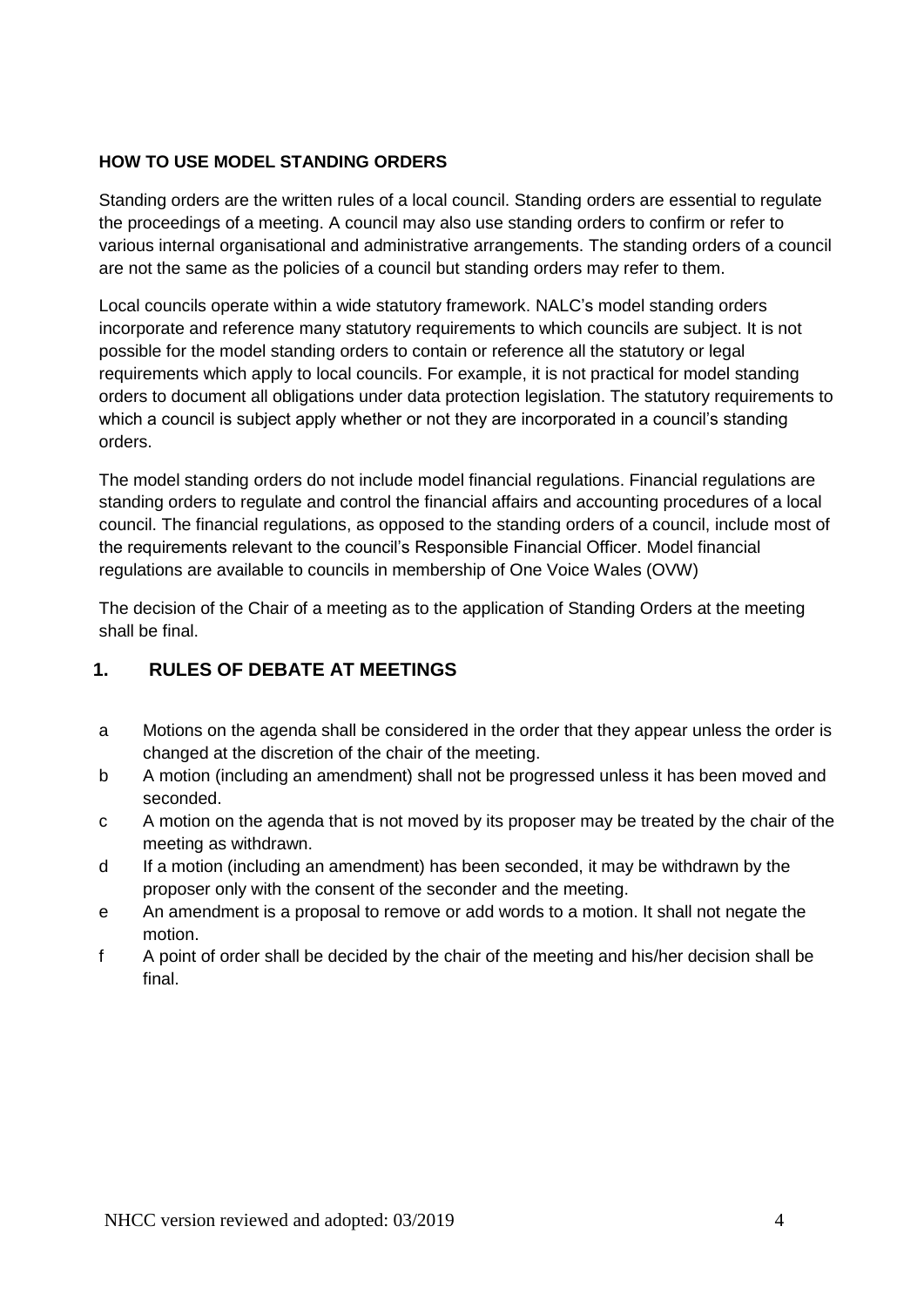**HOW TO USE MODEL STANDING ORDERS**

Standing orders are the written rules of a local council. Standing orders are essential to regulate the proceedings of a meeting. A council may also use standing orders to confirm or refer to various internal organisational and administrative arrangements. The standing orders of a council are not the same as the policies of a council but standing orders may refer to them.

Local councils operate within a wide statutory framework. NALC's model standing orders incorporate and reference many statutory requirements to which councils are subject. It is not possible for the model standing orders to contain or reference all the statutory or legal requirements which apply to local councils. For example, it is not practical for model standing orders to document all obligations under data protection legislation. The statutory requirements to which a council is subject apply whether or not they are incorporated in a council's standing orders.

The model standing orders do not include model financial regulations. Financial regulations are standing orders to regulate and control the financial affairs and accounting procedures of a local council. The financial regulations, as opposed to the standing orders of a council, include most of the requirements relevant to the council's Responsible Financial Officer. Model financial regulations are available to councils in membership of One Voice Wales (OVW)

The decision of the Chair of a meeting as to the application of Standing Orders at the meeting shall be final.

## 1. RULES OF DEBATE AT MEETINGS

- a Motions on the agenda shall be considered in the order that they appear unless the order is changed at the discretion of the chair of the meeting.
- b A motion (including an amendment) shall not be progressed unless it has been moved and seconded.
- c A motion on the agenda that is not moved by its proposer may be treated by the chair of the meeting as withdrawn.
- d If a motion (including an amendment) has been seconded, it may be withdrawn by the proposer only with the consent of the seconder and the meeting.
- e An amendment is a proposal to remove or add words to a motion. It shall not negate the motion.
- f A point of order shall be decided by the chair of the meeting and his/her decision shall be final.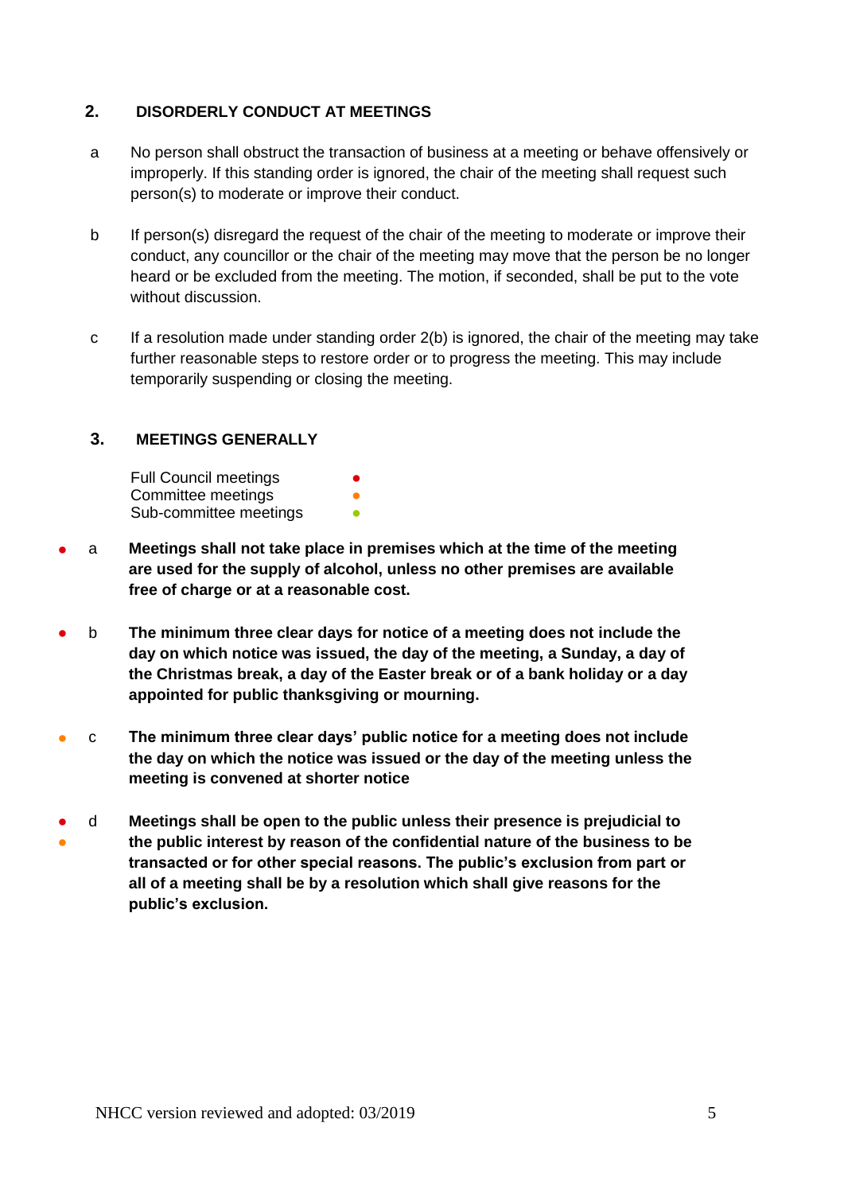## 2. DISORDERLY CONDUCT AT MEETINGS

a No person shall obstruct the transaction of business at a meeting or behave offensively or improperly. If this standing order is ignored, the chair of the meeting shall request such person(s) to moderate or improve their conduct.

b If person(s) disregard the request of the chair of the meeting to moderate or improve their conduct, any councillor or the chair of the meeting may move that the person be no longer heard or be excluded from the meeting. The motion, if seconded, shall be put to the vote without discussion.

c If a resolution made under standing order 2(b) is ignored, the chair of the meeting may take further reasonable steps to restore order or to progress the meeting. This may include temporarily suspending or closing the meeting.

## 3. MEETINGS GENERALLY

Full Council meetings ●
Committee meetings ●
Sub-committee meetings ●

● a **Meetings shall not take place in premises which at the time of the meeting are used for the supply of alcohol, unless no other premises are available free of charge or at a reasonable cost.**

● b **The minimum three clear days for notice of a meeting does not include the day on which notice was issued, the day of the meeting, a Sunday, a day of the Christmas break, a day of the Easter break or of a bank holiday or a day appointed for public thanksgiving or mourning.**

● c **The minimum three clear days' public notice for a meeting does not include the day on which the notice was issued or the day of the meeting unless the meeting is convened at shorter notice**

● ● d **Meetings shall be open to the public unless their presence is prejudicial to the public interest by reason of the confidential nature of the business to be transacted or for other special reasons. The public's exclusion from part or all of a meeting shall be by a resolution which shall give reasons for the public's exclusion.**

NHCC version reviewed and adopted: 03/2019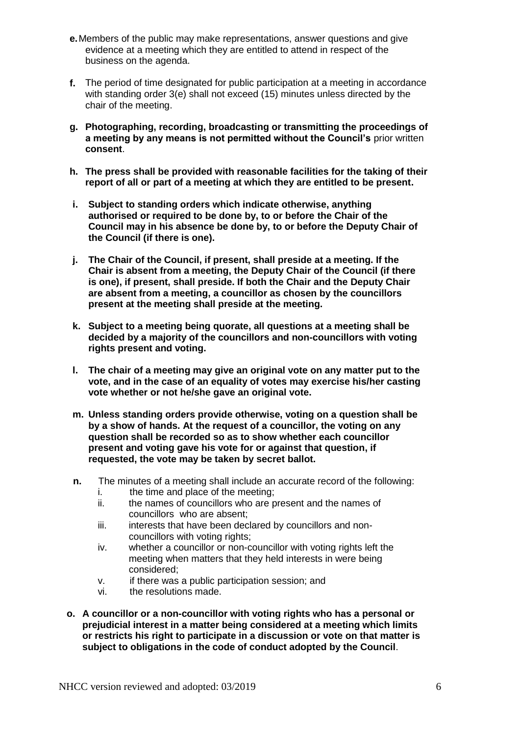e. Members of the public may make representations, answer questions and give evidence at a meeting which they are entitled to attend in respect of the business on the agenda.

f. The period of time designated for public participation at a meeting in accordance with standing order 3(e) shall not exceed (15) minutes unless directed by the chair of the meeting.

g. **Photographing, recording, broadcasting or transmitting the proceedings of a meeting by any means is not permitted without the Council's** prior written **consent**.

h. **The press shall be provided with reasonable facilities for the taking of their report of all or part of a meeting at which they are entitled to be present.**

i. **Subject to standing orders which indicate otherwise, anything authorised or required to be done by, to or before the Chair of the Council may in his absence be done by, to or before the Deputy Chair of the Council (if there is one).**

j. **The Chair of the Council, if present, shall preside at a meeting. If the Chair is absent from a meeting, the Deputy Chair of the Council (if there is one), if present, shall preside. If both the Chair and the Deputy Chair are absent from a meeting, a councillor as chosen by the councillors present at the meeting shall preside at the meeting.**

k. **Subject to a meeting being quorate, all questions at a meeting shall be decided by a majority of the councillors and non-councillors with voting rights present and voting.**

l. **The chair of a meeting may give an original vote on any matter put to the vote, and in the case of an equality of votes may exercise his/her casting vote whether or not he/she gave an original vote.**

m. **Unless standing orders provide otherwise, voting on a question shall be by a show of hands. At the request of a councillor, the voting on any question shall be recorded so as to show whether each councillor present and voting gave his vote for or against that question, if requested, the vote may be taken by secret ballot.**

n. The minutes of a meeting shall include an accurate record of the following:
   i. the time and place of the meeting;
   ii. the names of councillors who are present and the names of councillors who are absent;
   iii. interests that have been declared by councillors and non-councillors with voting rights;
   iv. whether a councillor or non-councillor with voting rights left the meeting when matters that they held interests in were being considered;
   v. if there was a public participation session; and
   vi. the resolutions made.

o. **A councillor or a non-councillor with voting rights who has a personal or prejudicial interest in a matter being considered at a meeting which limits or restricts his right to participate in a discussion or vote on that matter is subject to obligations in the code of conduct adopted by the Council**.

NHCC version reviewed and adopted: 03/2019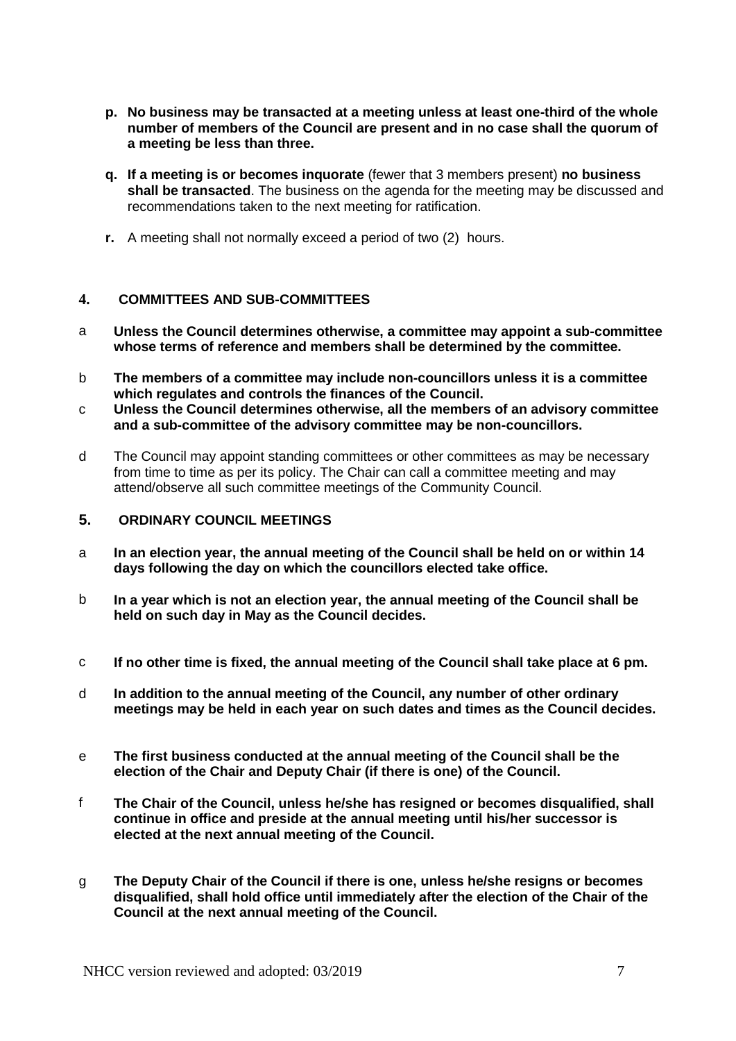p. **No business may be transacted at a meeting unless at least one-third of the whole number of members of the Council are present and in no case shall the quorum of a meeting be less than three.**

q. **If a meeting is or becomes inquorate** (fewer that 3 members present) **no business shall be transacted**. The business on the agenda for the meeting may be discussed and recommendations taken to the next meeting for ratification.

r. A meeting shall not normally exceed a period of two (2) hours.

## 4. COMMITTEES AND SUB-COMMITTEES

a **Unless the Council determines otherwise, a committee may appoint a sub-committee whose terms of reference and members shall be determined by the committee.**

b **The members of a committee may include non-councillors unless it is a committee which regulates and controls the finances of the Council.**

c **Unless the Council determines otherwise, all the members of an advisory committee and a sub-committee of the advisory committee may be non-councillors.**

d The Council may appoint standing committees or other committees as may be necessary from time to time as per its policy. The Chair can call a committee meeting and may attend/observe all such committee meetings of the Community Council.

## 5. ORDINARY COUNCIL MEETINGS

a **In an election year, the annual meeting of the Council shall be held on or within 14 days following the day on which the councillors elected take office.**

b **In a year which is not an election year, the annual meeting of the Council shall be held on such day in May as the Council decides.**

c **If no other time is fixed, the annual meeting of the Council shall take place at 6 pm.**

d **In addition to the annual meeting of the Council, any number of other ordinary meetings may be held in each year on such dates and times as the Council decides.**

e **The first business conducted at the annual meeting of the Council shall be the election of the Chair and Deputy Chair (if there is one) of the Council.**

f **The Chair of the Council, unless he/she has resigned or becomes disqualified, shall continue in office and preside at the annual meeting until his/her successor is elected at the next annual meeting of the Council.**

g **The Deputy Chair of the Council if there is one, unless he/she resigns or becomes disqualified, shall hold office until immediately after the election of the Chair of the Council at the next annual meeting of the Council.**

NHCC version reviewed and adopted: 03/2019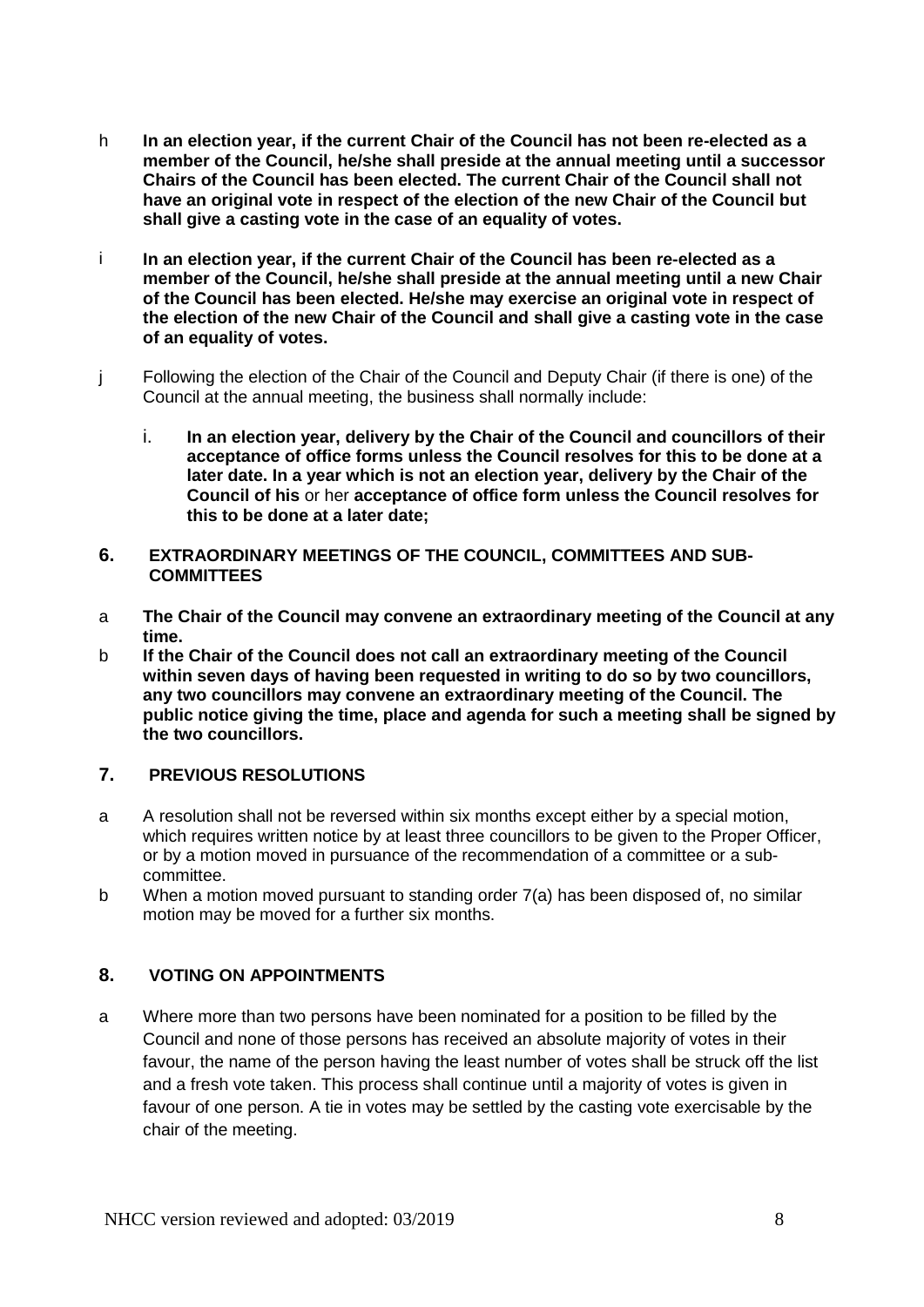h **In an election year, if the current Chair of the Council has not been re-elected as a member of the Council, he/she shall preside at the annual meeting until a successor Chairs of the Council has been elected. The current Chair of the Council shall not have an original vote in respect of the election of the new Chair of the Council but shall give a casting vote in the case of an equality of votes.**

i **In an election year, if the current Chair of the Council has been re-elected as a member of the Council, he/she shall preside at the annual meeting until a new Chair of the Council has been elected. He/she may exercise an original vote in respect of the election of the new Chair of the Council and shall give a casting vote in the case of an equality of votes.**

j Following the election of the Chair of the Council and Deputy Chair (if there is one) of the Council at the annual meeting, the business shall normally include:

i. **In an election year, delivery by the Chair of the Council and councillors of their acceptance of office forms unless the Council resolves for this to be done at a later date. In a year which is not an election year, delivery by the Chair of the Council of his** or her **acceptance of office form unless the Council resolves for this to be done at a later date;**

## 6. EXTRAORDINARY MEETINGS OF THE COUNCIL, COMMITTEES AND SUB-COMMITTEES

a **The Chair of the Council may convene an extraordinary meeting of the Council at any time.**

b **If the Chair of the Council does not call an extraordinary meeting of the Council within seven days of having been requested in writing to do so by two councillors, any two councillors may convene an extraordinary meeting of the Council. The public notice giving the time, place and agenda for such a meeting shall be signed by the two councillors.**

## 7. PREVIOUS RESOLUTIONS

a A resolution shall not be reversed within six months except either by a special motion, which requires written notice by at least three councillors to be given to the Proper Officer, or by a motion moved in pursuance of the recommendation of a committee or a sub-committee.

b When a motion moved pursuant to standing order 7(a) has been disposed of, no similar motion may be moved for a further six months.

## 8. VOTING ON APPOINTMENTS

a Where more than two persons have been nominated for a position to be filled by the Council and none of those persons has received an absolute majority of votes in their favour, the name of the person having the least number of votes shall be struck off the list and a fresh vote taken. This process shall continue until a majority of votes is given in favour of one person. A tie in votes may be settled by the casting vote exercisable by the chair of the meeting.

NHCC version reviewed and adopted: 03/2019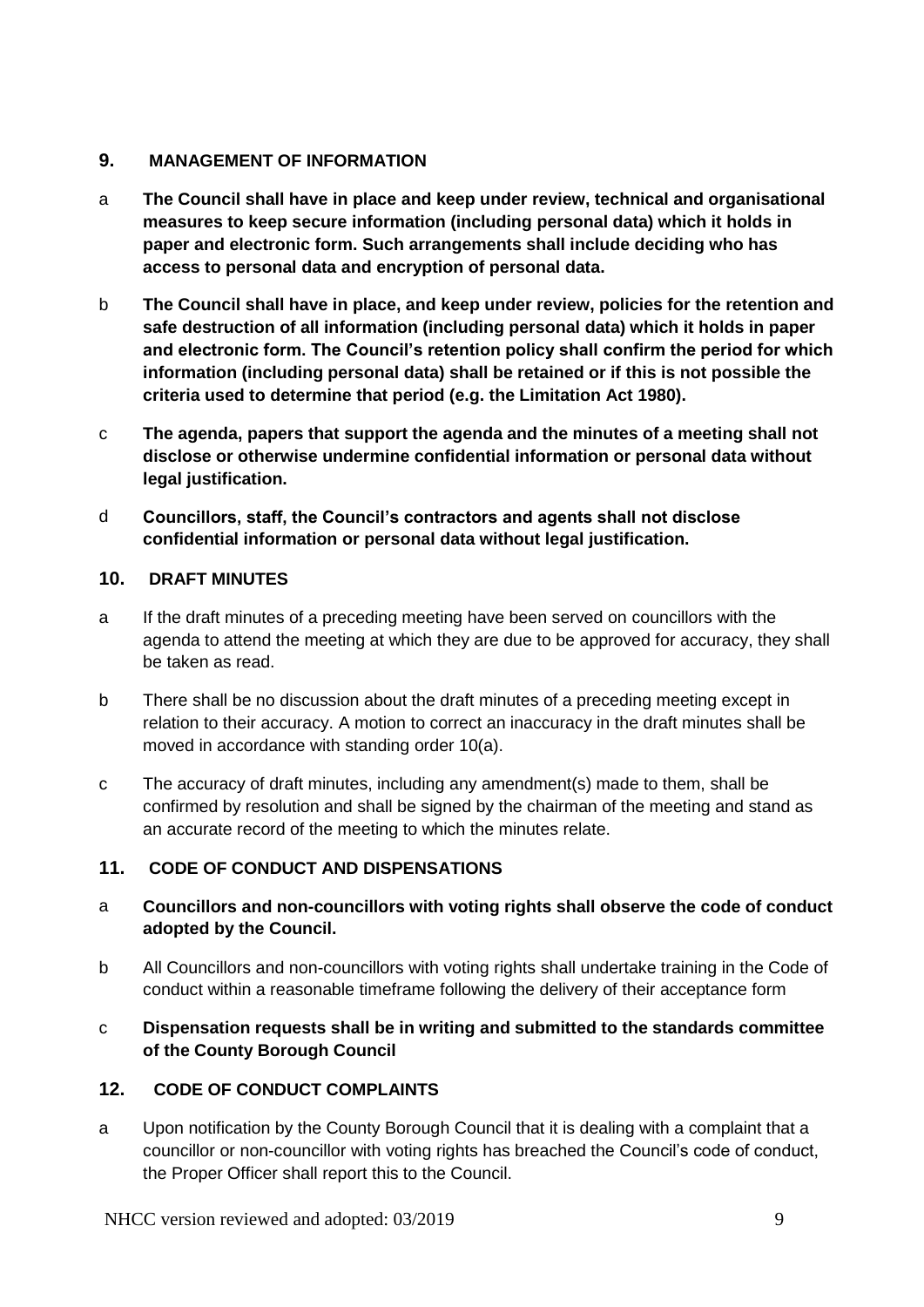## 9. MANAGEMENT OF INFORMATION

a **The Council shall have in place and keep under review, technical and organisational measures to keep secure information (including personal data) which it holds in paper and electronic form. Such arrangements shall include deciding who has access to personal data and encryption of personal data.**

b **The Council shall have in place, and keep under review, policies for the retention and safe destruction of all information (including personal data) which it holds in paper and electronic form. The Council's retention policy shall confirm the period for which information (including personal data) shall be retained or if this is not possible the criteria used to determine that period (e.g. the Limitation Act 1980).**

c **The agenda, papers that support the agenda and the minutes of a meeting shall not disclose or otherwise undermine confidential information or personal data without legal justification.**

d **Councillors, staff, the Council's contractors and agents shall not disclose confidential information or personal data without legal justification.**

## 10. DRAFT MINUTES

a If the draft minutes of a preceding meeting have been served on councillors with the agenda to attend the meeting at which they are due to be approved for accuracy, they shall be taken as read.

b There shall be no discussion about the draft minutes of a preceding meeting except in relation to their accuracy. A motion to correct an inaccuracy in the draft minutes shall be moved in accordance with standing order 10(a).

c The accuracy of draft minutes, including any amendment(s) made to them, shall be confirmed by resolution and shall be signed by the chairman of the meeting and stand as an accurate record of the meeting to which the minutes relate.

## 11. CODE OF CONDUCT AND DISPENSATIONS

a **Councillors and non-councillors with voting rights shall observe the code of conduct adopted by the Council.**

b All Councillors and non-councillors with voting rights shall undertake training in the Code of conduct within a reasonable timeframe following the delivery of their acceptance form

c **Dispensation requests shall be in writing and submitted to the standards committee of the County Borough Council**

## 12. CODE OF CONDUCT COMPLAINTS

a Upon notification by the County Borough Council that it is dealing with a complaint that a councillor or non-councillor with voting rights has breached the Council's code of conduct, the Proper Officer shall report this to the Council.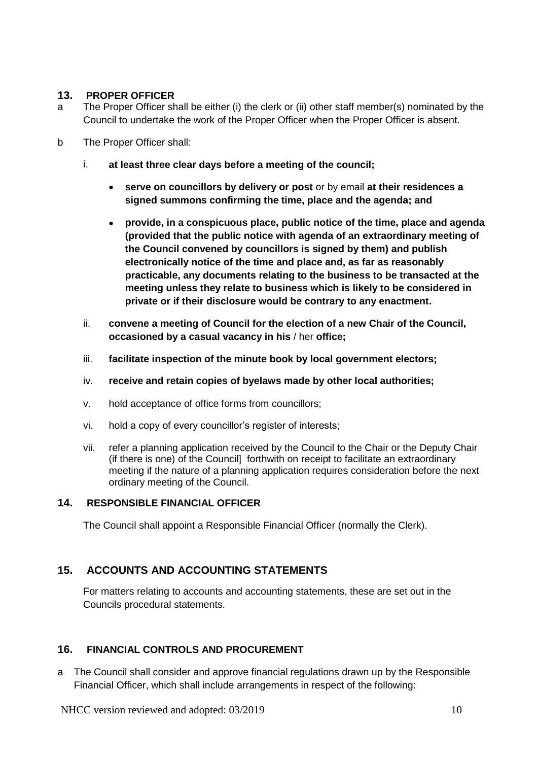## 13. PROPER OFFICER

a The Proper Officer shall be either (i) the clerk or (ii) other staff member(s) nominated by the Council to undertake the work of the Proper Officer when the Proper Officer is absent.

b The Proper Officer shall:

i. **at least three clear days before a meeting of the council;**

- **serve on councillors by delivery or post** or by email **at their residences a signed summons confirming the time, place and the agenda; and**
- **provide, in a conspicuous place, public notice of the time, place and agenda (provided that the public notice with agenda of an extraordinary meeting of the Council convened by councillors is signed by them) and publish electronically notice of the time and place and, as far as reasonably practicable, any documents relating to the business to be transacted at the meeting unless they relate to business which is likely to be considered in private or if their disclosure would be contrary to any enactment.**

ii. **convene a meeting of Council for the election of a new Chair of the Council, occasioned by a casual vacancy in his** / her **office;**

iii. **facilitate inspection of the minute book by local government electors;**

iv. **receive and retain copies of byelaws made by other local authorities;**

v. hold acceptance of office forms from councillors;

vi. hold a copy of every councillor's register of interests;

vii. refer a planning application received by the Council to the Chair or the Deputy Chair (if there is one) of the Council] forthwith on receipt to facilitate an extraordinary meeting if the nature of a planning application requires consideration before the next ordinary meeting of the Council.

## 14. RESPONSIBLE FINANCIAL OFFICER

The Council shall appoint a Responsible Financial Officer (normally the Clerk).

## 15. ACCOUNTS AND ACCOUNTING STATEMENTS

For matters relating to accounts and accounting statements, these are set out in the Councils procedural statements.

## 16. FINANCIAL CONTROLS AND PROCUREMENT

a The Council shall consider and approve financial regulations drawn up by the Responsible Financial Officer, which shall include arrangements in respect of the following: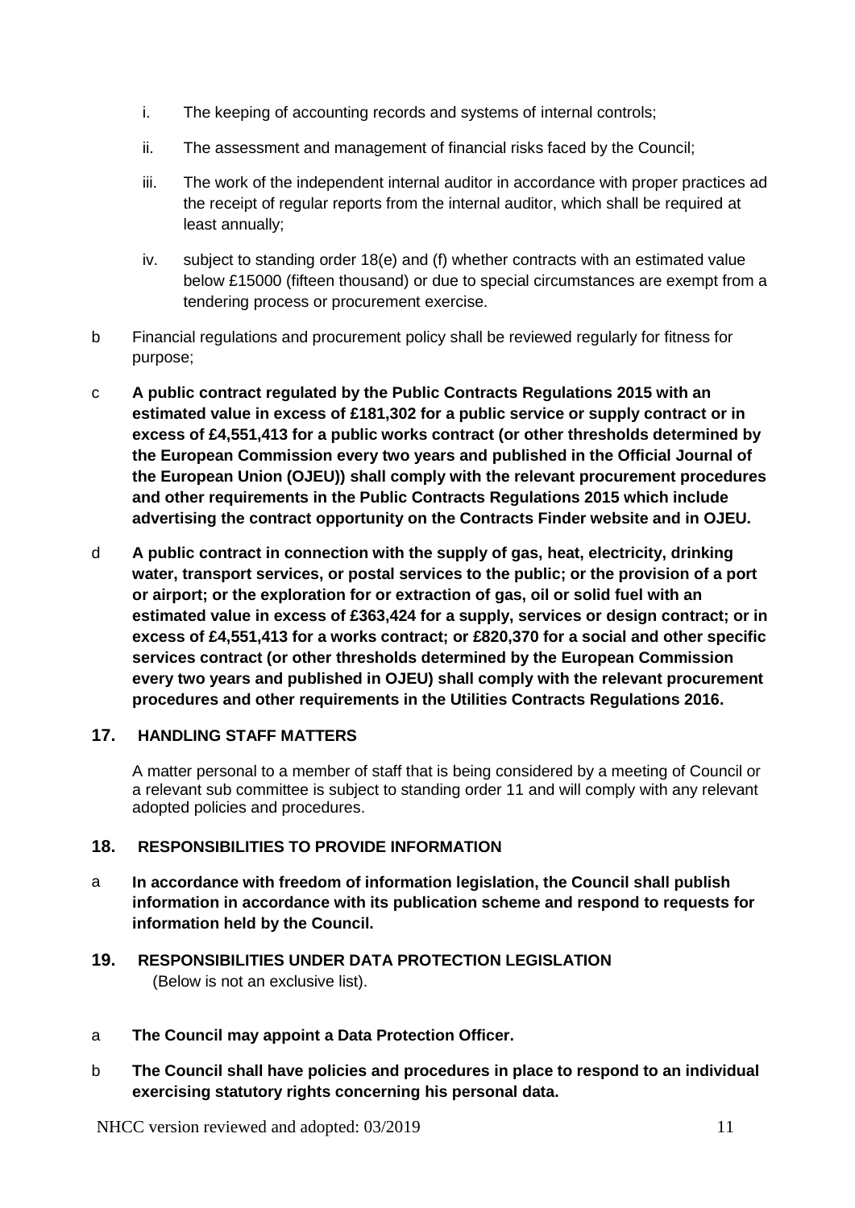i. The keeping of accounting records and systems of internal controls;

ii. The assessment and management of financial risks faced by the Council;

iii. The work of the independent internal auditor in accordance with proper practices ad the receipt of regular reports from the internal auditor, which shall be required at least annually;

iv. subject to standing order 18(e) and (f) whether contracts with an estimated value below £15000 (fifteen thousand) or due to special circumstances are exempt from a tendering process or procurement exercise.

b Financial regulations and procurement policy shall be reviewed regularly for fitness for purpose;

c **A public contract regulated by the Public Contracts Regulations 2015 with an estimated value in excess of £181,302 for a public service or supply contract or in excess of £4,551,413 for a public works contract (or other thresholds determined by the European Commission every two years and published in the Official Journal of the European Union (OJEU)) shall comply with the relevant procurement procedures and other requirements in the Public Contracts Regulations 2015 which include advertising the contract opportunity on the Contracts Finder website and in OJEU.**

d **A public contract in connection with the supply of gas, heat, electricity, drinking water, transport services, or postal services to the public; or the provision of a port or airport; or the exploration for or extraction of gas, oil or solid fuel with an estimated value in excess of £363,424 for a supply, services or design contract; or in excess of £4,551,413 for a works contract; or £820,370 for a social and other specific services contract (or other thresholds determined by the European Commission every two years and published in OJEU) shall comply with the relevant procurement procedures and other requirements in the Utilities Contracts Regulations 2016.**

## 17. HANDLING STAFF MATTERS

A matter personal to a member of staff that is being considered by a meeting of Council or a relevant sub committee is subject to standing order 11 and will comply with any relevant adopted policies and procedures.

## 18. RESPONSIBILITIES TO PROVIDE INFORMATION

a **In accordance with freedom of information legislation, the Council shall publish information in accordance with its publication scheme and respond to requests for information held by the Council.**

## 19. RESPONSIBILITIES UNDER DATA PROTECTION LEGISLATION

(Below is not an exclusive list).

a **The Council may appoint a Data Protection Officer.**

b **The Council shall have policies and procedures in place to respond to an individual exercising statutory rights concerning his personal data.**

NHCC version reviewed and adopted: 03/2019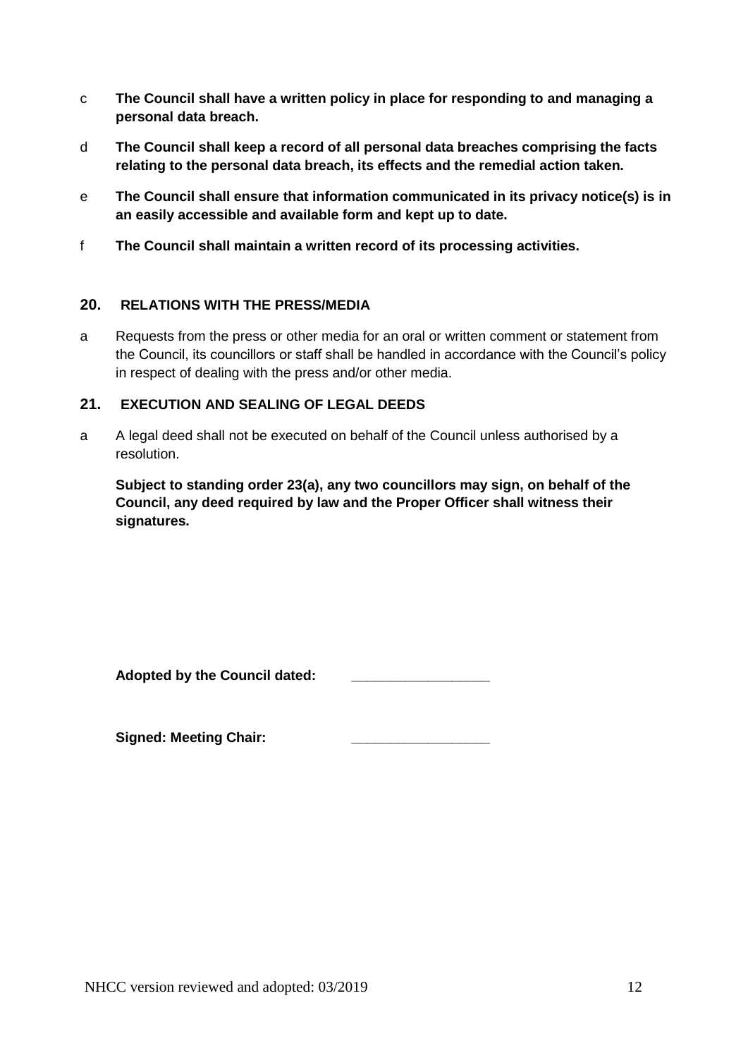c **The Council shall have a written policy in place for responding to and managing a personal data breach.**

d **The Council shall keep a record of all personal data breaches comprising the facts relating to the personal data breach, its effects and the remedial action taken.**

e **The Council shall ensure that information communicated in its privacy notice(s) is in an easily accessible and available form and kept up to date.**

f **The Council shall maintain a written record of its processing activities.**

## 20. RELATIONS WITH THE PRESS/MEDIA

a Requests from the press or other media for an oral or written comment or statement from the Council, its councillors or staff shall be handled in accordance with the Council's policy in respect of dealing with the press and/or other media.

## 21. EXECUTION AND SEALING OF LEGAL DEEDS

a A legal deed shall not be executed on behalf of the Council unless authorised by a resolution.

**Subject to standing order 23(a), any two councillors may sign, on behalf of the Council, any deed required by law and the Proper Officer shall witness their signatures.**

**Adopted by the Council dated:** ________________

**Signed: Meeting Chair:** ________________

NHCC version reviewed and adopted: 03/2019